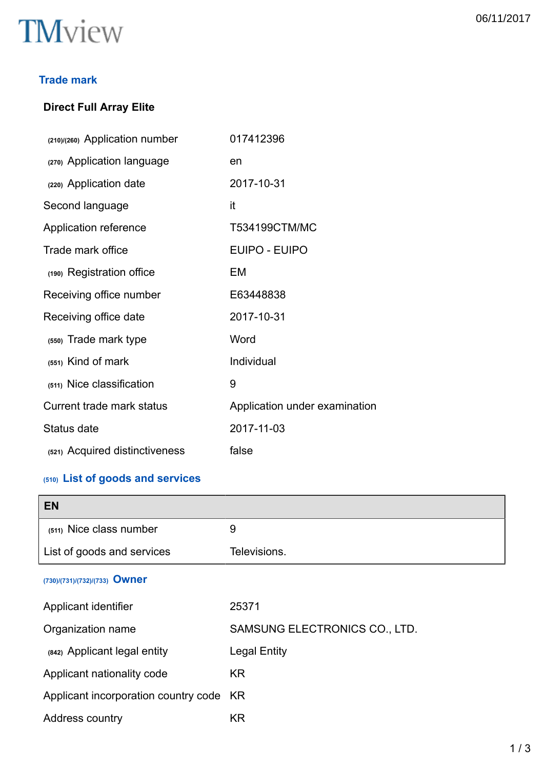TMview

06/11/2017

## Trade mark

**Direct Full Array Elite**

| | |
|---|---|
| (210)/(260) Application number | 017412396 |
| (270) Application language | en |
| (220) Application date | 2017-10-31 |
| Second language | it |
| Application reference | T534199CTM/MC |
| Trade mark office | EUIPO - EUIPO |
| (190) Registration office | EM |
| Receiving office number | E63448838 |
| Receiving office date | 2017-10-31 |
| (550) Trade mark type | Word |
| (551) Kind of mark | Individual |
| (511) Nice classification | 9 |
| Current trade mark status | Application under examination |
| Status date | 2017-11-03 |
| (521) Acquired distinctiveness | false |

### (510) List of goods and services

| EN | |
|---|---|
| (511) Nice class number | 9 |
| List of goods and services | Televisions. |

### (730)/(731)/(732)/(733) Owner

| | |
|---|---|
| Applicant identifier | 25371 |
| Organization name | SAMSUNG ELECTRONICS CO., LTD. |
| (842) Applicant legal entity | Legal Entity |
| Applicant nationality code | KR |
| Applicant incorporation country code | KR |
| Address country | KR |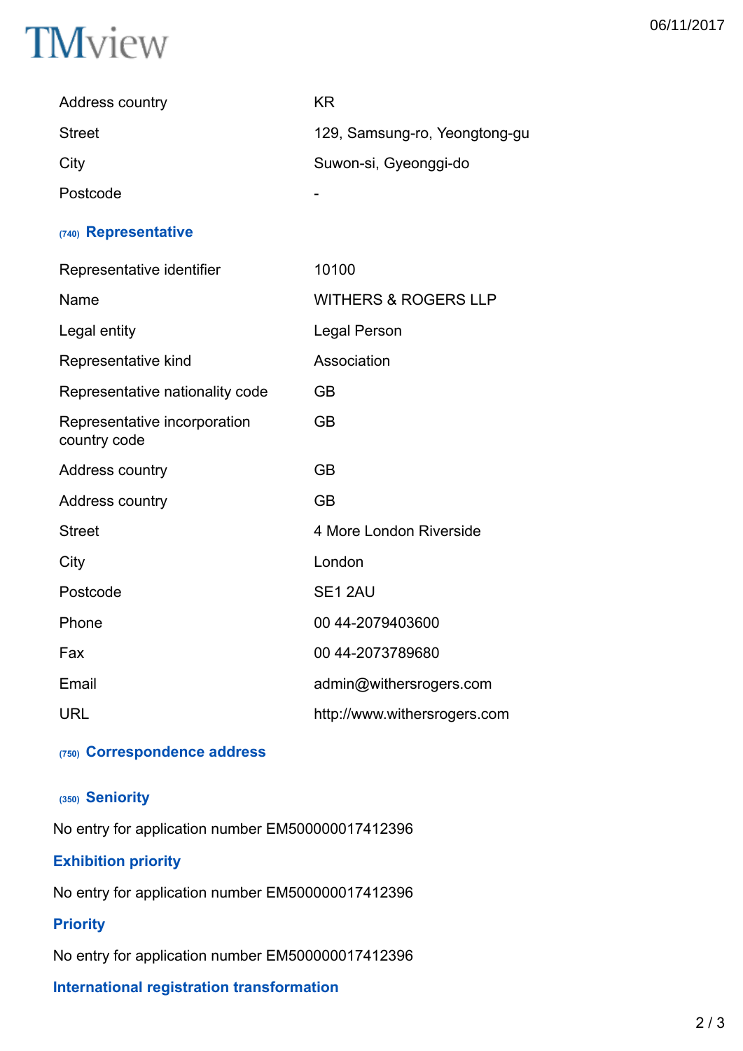| | |
|---|---|
| Address country | KR |
| Street | 129, Samsung-ro, Yeongtong-gu |
| City | Suwon-si, Gyeonggi-do |
| Postcode | - |

## (740) Representative

| | |
|---|---|
| Representative identifier | 10100 |
| Name | WITHERS & ROGERS LLP |
| Legal entity | Legal Person |
| Representative kind | Association |
| Representative nationality code | GB |
| Representative incorporation country code | GB |
| Address country | GB |
| Address country | GB |
| Street | 4 More London Riverside |
| City | London |
| Postcode | SE1 2AU |
| Phone | 00 44-2079403600 |
| Fax | 00 44-2073789680 |
| Email | admin@withersrogers.com |
| URL | http://www.withersrogers.com |

## (750) Correspondence address

## (350) Seniority

No entry for application number EM500000017412396

## Exhibition priority

No entry for application number EM500000017412396

## Priority

No entry for application number EM500000017412396

## International registration transformation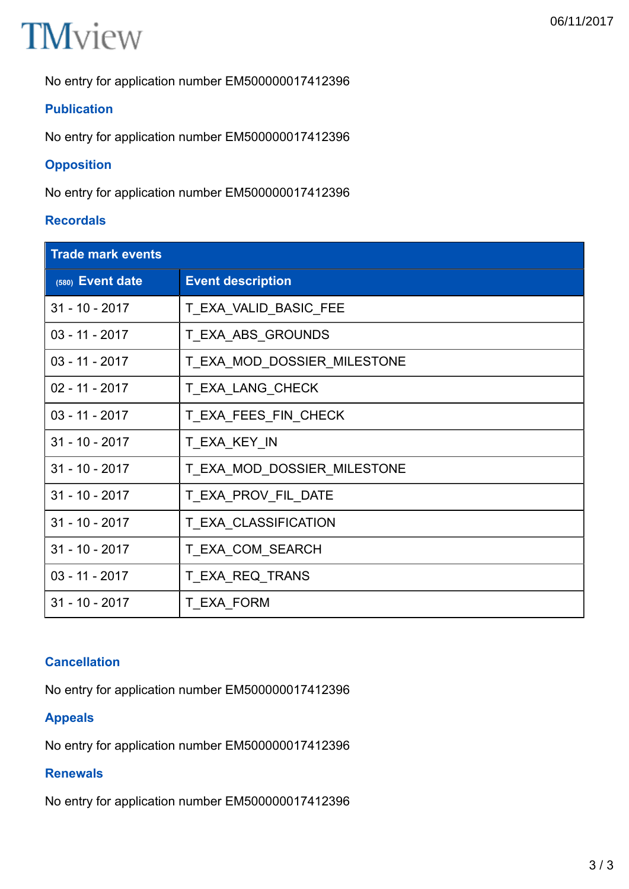No entry for application number EM500000017412396

## Publication

No entry for application number EM500000017412396

## Opposition

No entry for application number EM500000017412396

## Recordals

| Trade mark events | |
|---|---|
| (580) Event date | Event description |
| 31 - 10 - 2017 | T_EXA_VALID_BASIC_FEE |
| 03 - 11 - 2017 | T_EXA_ABS_GROUNDS |
| 03 - 11 - 2017 | T_EXA_MOD_DOSSIER_MILESTONE |
| 02 - 11 - 2017 | T_EXA_LANG_CHECK |
| 03 - 11 - 2017 | T_EXA_FEES_FIN_CHECK |
| 31 - 10 - 2017 | T_EXA_KEY_IN |
| 31 - 10 - 2017 | T_EXA_MOD_DOSSIER_MILESTONE |
| 31 - 10 - 2017 | T_EXA_PROV_FIL_DATE |
| 31 - 10 - 2017 | T_EXA_CLASSIFICATION |
| 31 - 10 - 2017 | T_EXA_COM_SEARCH |
| 03 - 11 - 2017 | T_EXA_REQ_TRANS |
| 31 - 10 - 2017 | T_EXA_FORM |

## Cancellation

No entry for application number EM500000017412396

## Appeals

No entry for application number EM500000017412396

## Renewals

No entry for application number EM500000017412396